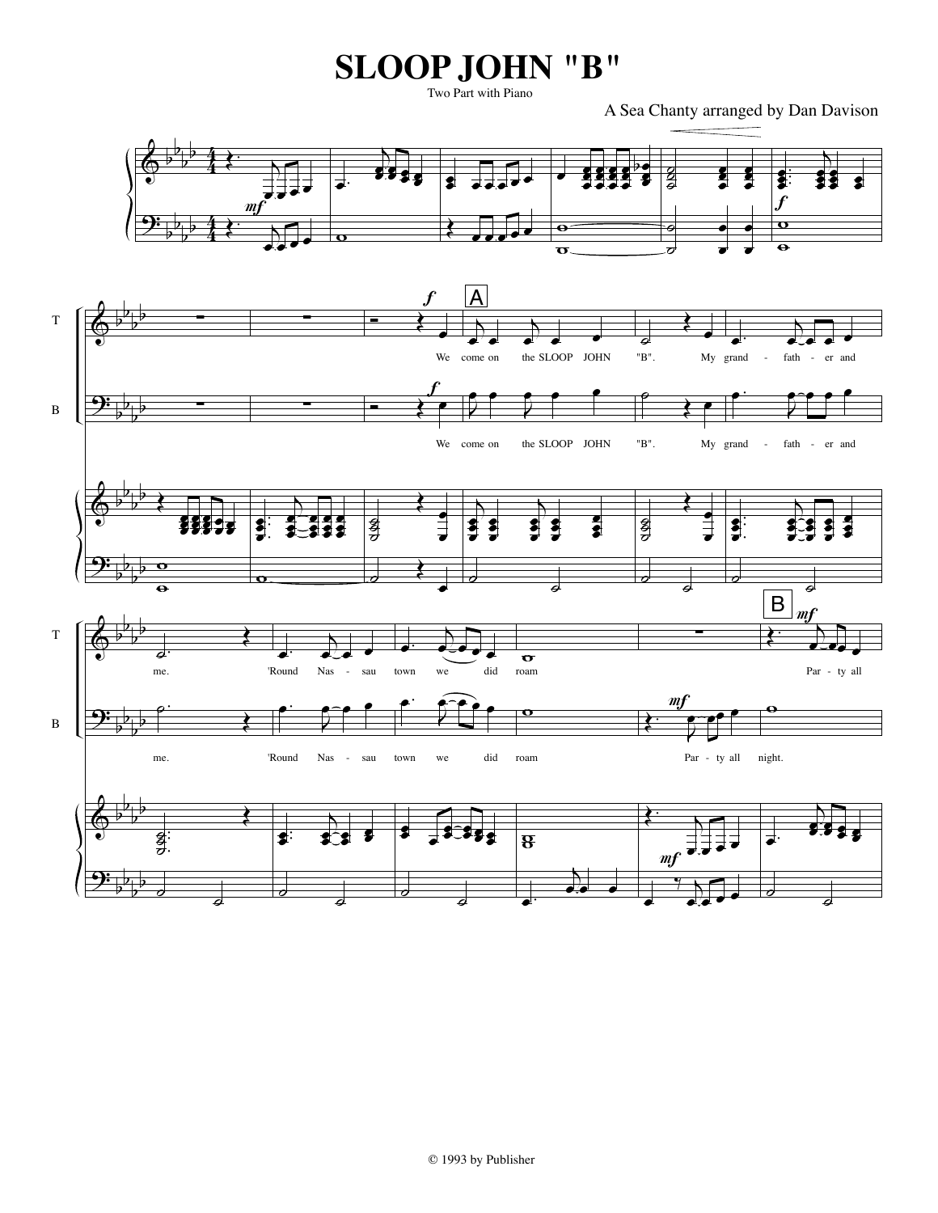# SLOOP JOHN "B"

Two Part with Piano

A Sea Chanty arranged by Dan Davison

T: We come on the SLOOP JOHN "B". My grand - fath - er and me. 'Round Nas - sau town we did roam Par - ty all

B: We come on the SLOOP JOHN "B". My grand - fath - er and me. 'Round Nas - sau town we did roam Par - ty all night.

© 1993 by Publisher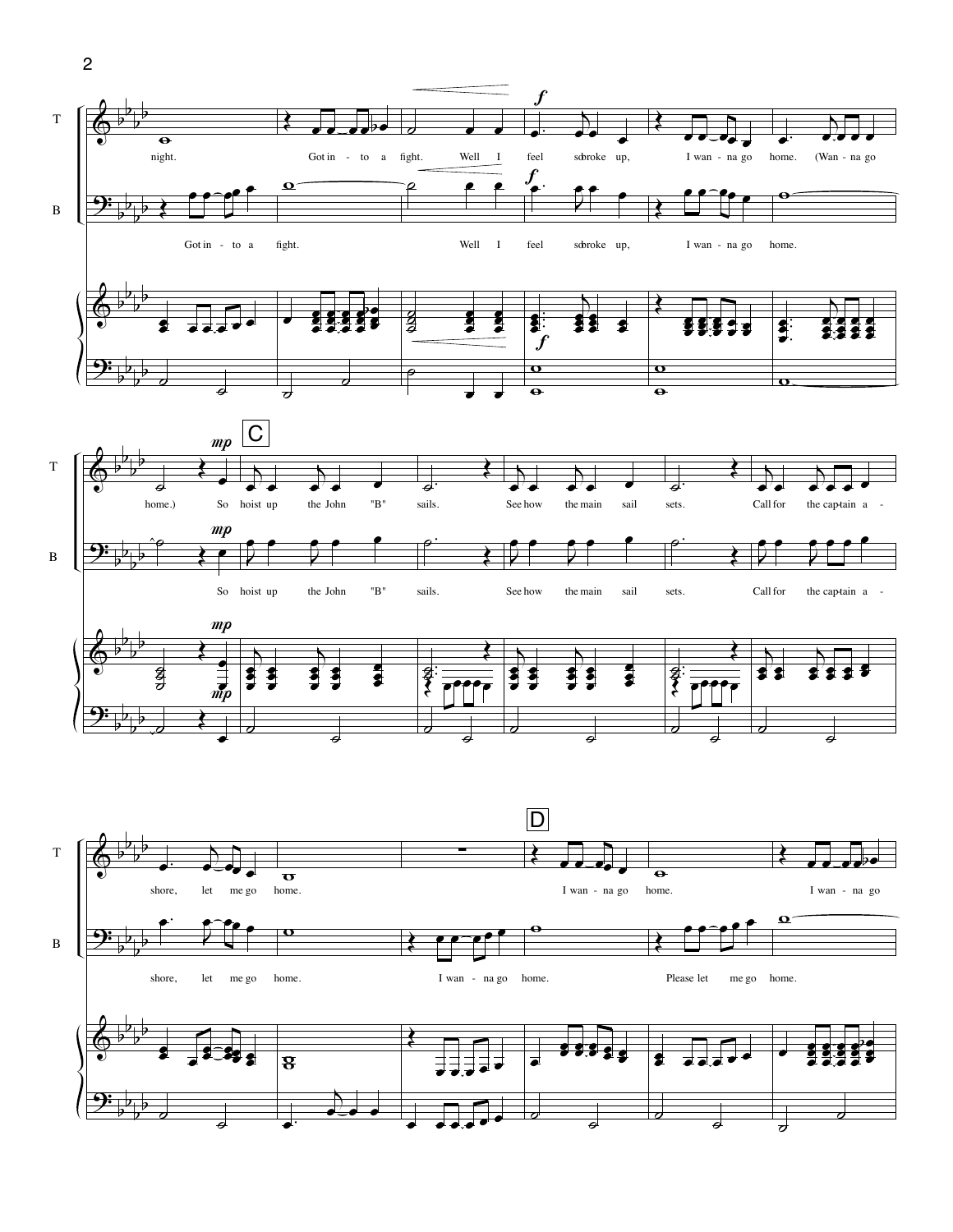T

night. Got in - to a fight. Well I feel so broke up, I wan - na go home. (Wan - na go

B

Got in - to a fight. Well I feel so broke up, I wan - na go home.

C

T

home.) So hoist up the John "B" sails. See how the main sail sets. Call for the cap-tain a -

B

So hoist up the John "B" sails. See how the main sail sets. Call for the cap-tain a -

D

T

shore, let me go home. I wan - na go home. I wan - na go

B

shore, let me go home. I wan - na go home. Please let me go home.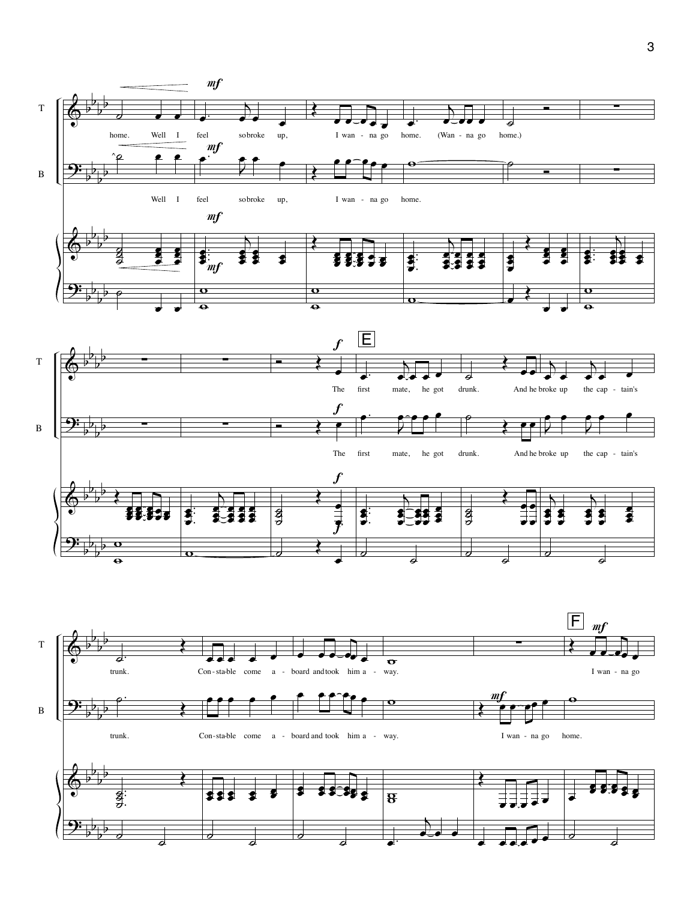T: home. Well I feel so broke up, I wan - na go home. (Wan - na go home.)

B: Well I feel so broke up, I wan - na go home.

**E**

T: The first mate, he got drunk. And he broke up the cap - tain's

B: The first mate, he got drunk. And he broke up the cap - tain's

**F**

T: trunk. Con - sta - ble come a - board and took him a - way. I wan - na go

B: trunk. Con - sta - ble come a - board and took him a - way. I wan - na go home.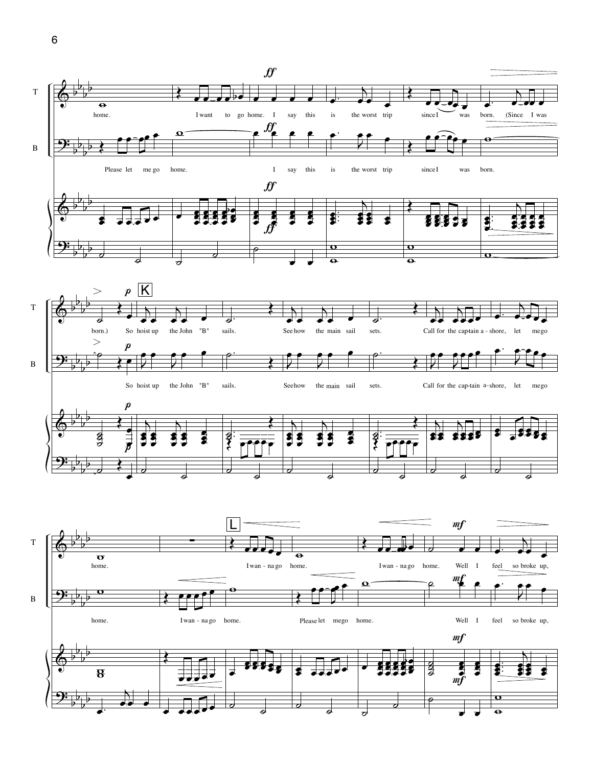T: home. I want to go home. I say this is the worst trip since I was born. (Since I was born.) So hoist up the John "B" sails. See how the main sail sets. Call for the cap-tain a-shore, let me go home. I wan-na go home. I wan-na go home. Well I feel so broke up,

B: Please let me go home. I say this is the worst trip since I was born. So hoist up the John "B" sails. See how the main sail sets. Call for the cap-tain a-shore, let me go home. I wan-na go home. Please let me go home. Well I feel so broke up,

*ff* *p* K L *mf*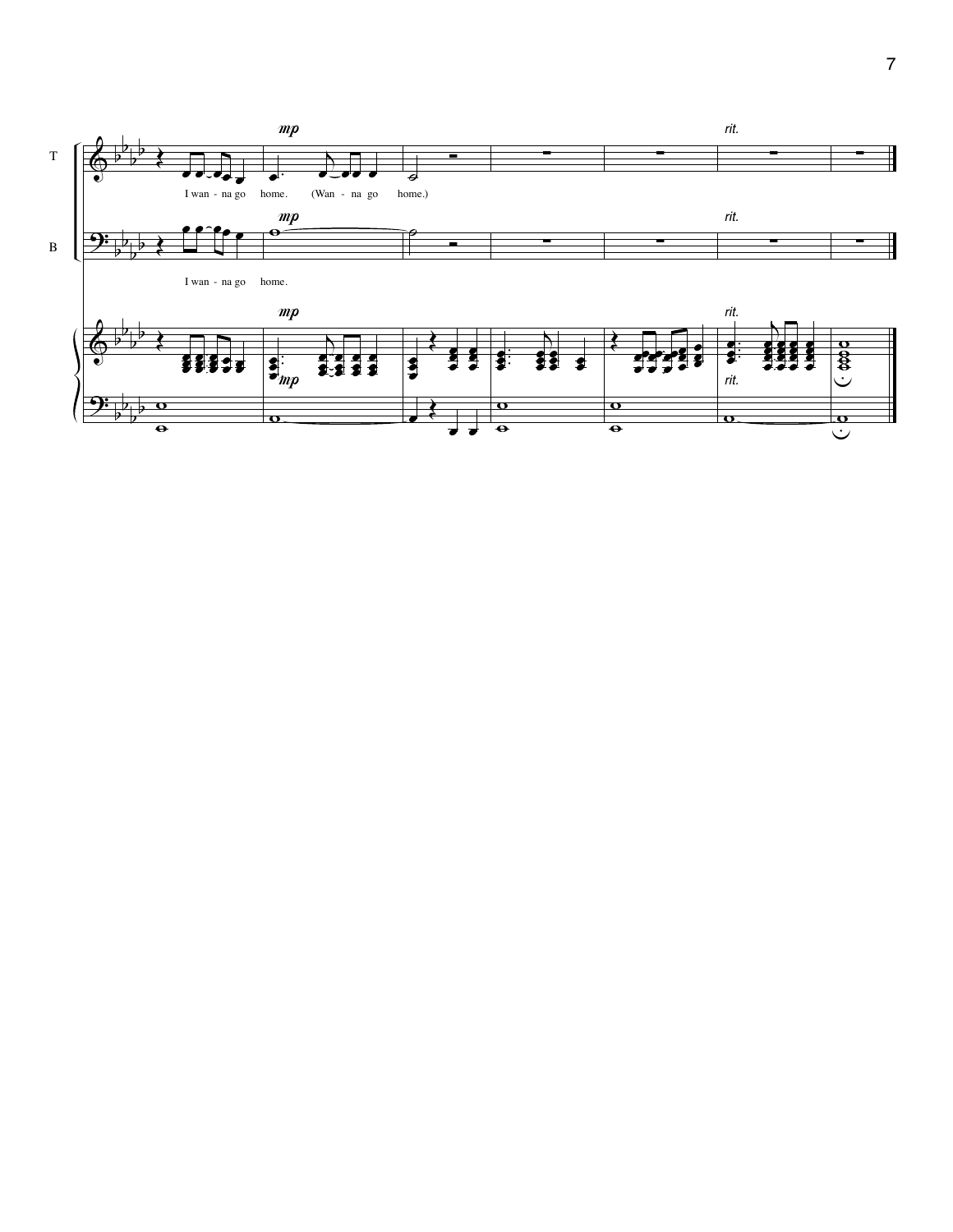T

B

*mp*

*rit.*

I wan - na go home. (Wan - na go home.)

I wan - na go home.